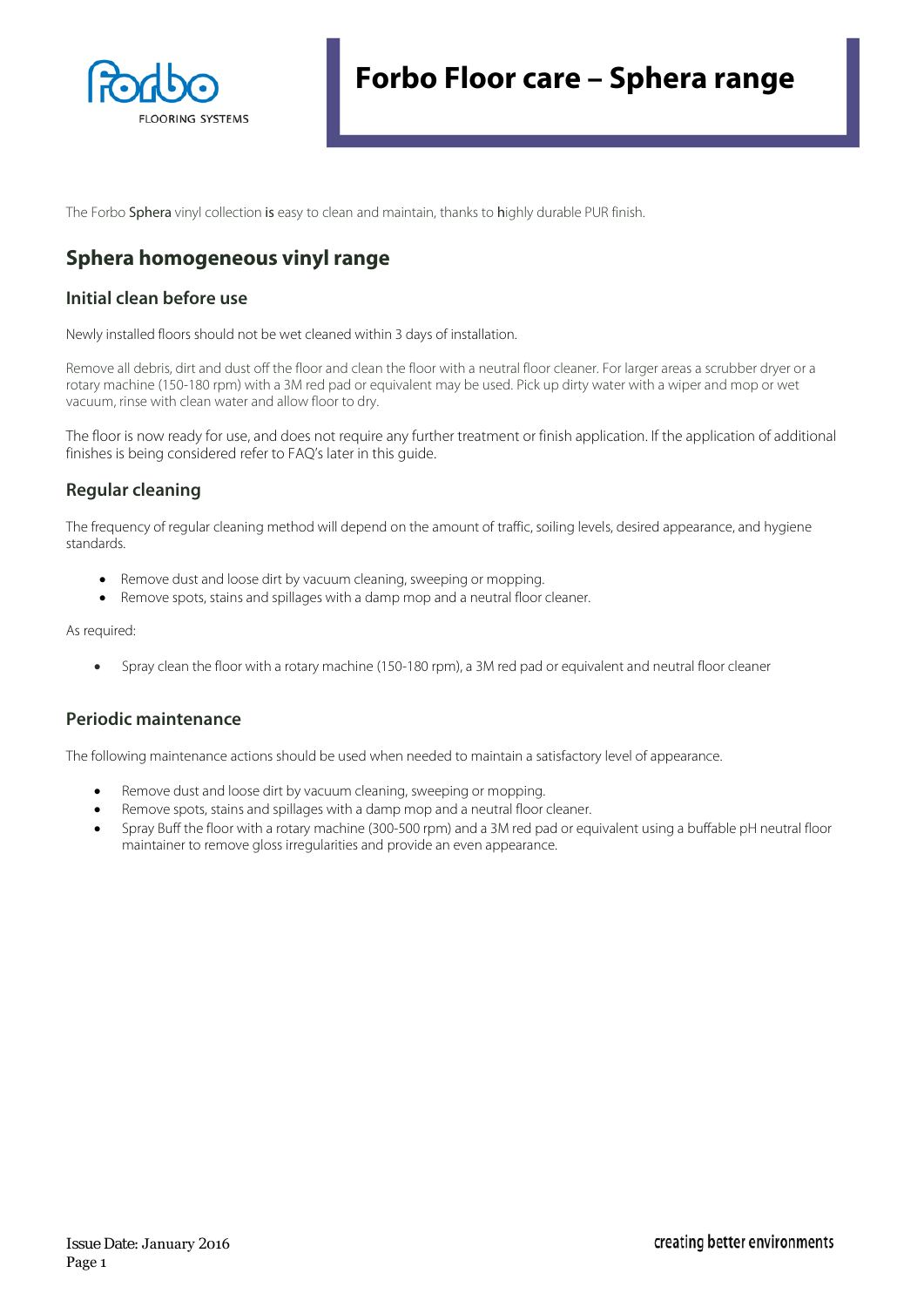# Forbo Floor care – Sphera range

The Forbo Sphera vinyl collection is easy to clean and maintain, thanks to highly durable PUR finish.

## Sphera homogeneous vinyl range

### Initial clean before use

Newly installed floors should not be wet cleaned within 3 days of installation.

Remove all debris, dirt and dust off the floor and clean the floor with a neutral floor cleaner. For larger areas a scrubber dryer or a rotary machine (150-180 rpm) with a 3M red pad or equivalent may be used. Pick up dirty water with a wiper and mop or wet vacuum, rinse with clean water and allow floor to dry.

The floor is now ready for use, and does not require any further treatment or finish application. If the application of additional finishes is being considered refer to FAQ's later in this guide.

### Regular cleaning

The frequency of regular cleaning method will depend on the amount of traffic, soiling levels, desired appearance, and hygiene standards.

- Remove dust and loose dirt by vacuum cleaning, sweeping or mopping.
- Remove spots, stains and spillages with a damp mop and a neutral floor cleaner.

As required:

- Spray clean the floor with a rotary machine (150-180 rpm), a 3M red pad or equivalent and neutral floor cleaner

### Periodic maintenance

The following maintenance actions should be used when needed to maintain a satisfactory level of appearance.

- Remove dust and loose dirt by vacuum cleaning, sweeping or mopping.
- Remove spots, stains and spillages with a damp mop and a neutral floor cleaner.
- Spray Buff the floor with a rotary machine (300-500 rpm) and a 3M red pad or equivalent using a buffable pH neutral floor maintainer to remove gloss irregularities and provide an even appearance.

Issue Date: January 2016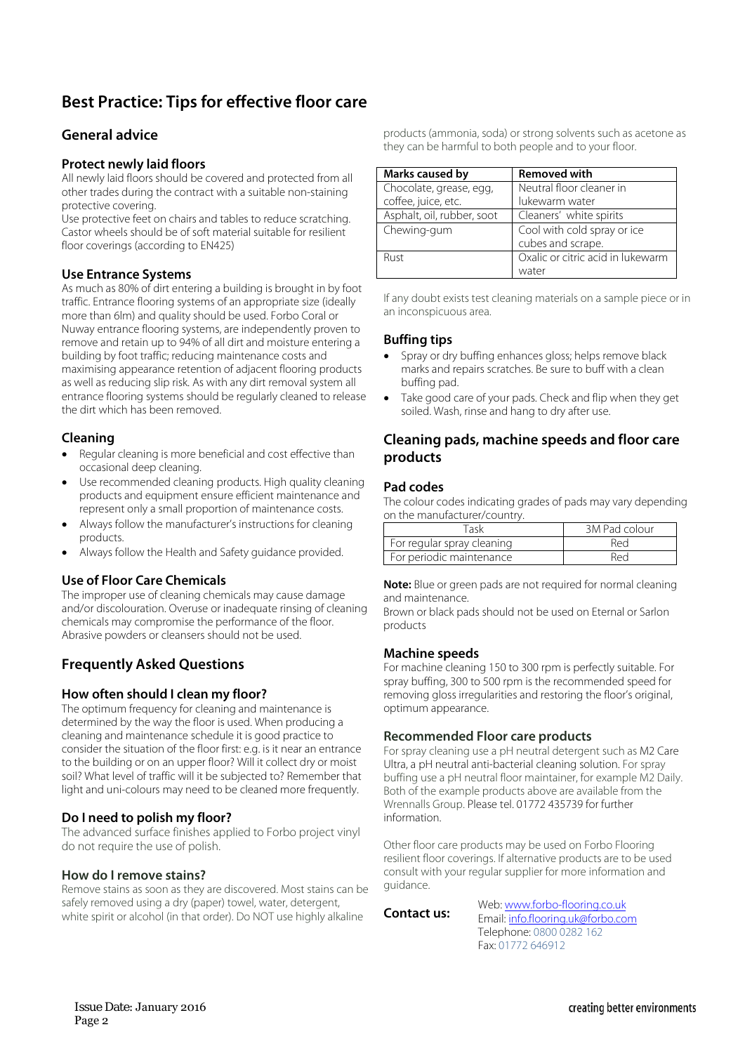# Best Practice: Tips for effective floor care

## General advice

### Protect newly laid floors

All newly laid floors should be covered and protected from all other trades during the contract with a suitable non-staining protective covering.

Use protective feet on chairs and tables to reduce scratching. Castor wheels should be of soft material suitable for resilient floor coverings (according to EN425)

### Use Entrance Systems

As much as 80% of dirt entering a building is brought in by foot traffic. Entrance flooring systems of an appropriate size (ideally more than 6lm) and quality should be used. Forbo Coral or Nuway entrance flooring systems, are independently proven to remove and retain up to 94% of all dirt and moisture entering a building by foot traffic; reducing maintenance costs and maximising appearance retention of adjacent flooring products as well as reducing slip risk. As with any dirt removal system all entrance flooring systems should be regularly cleaned to release the dirt which has been removed.

### Cleaning

- Regular cleaning is more beneficial and cost effective than occasional deep cleaning.
- Use recommended cleaning products. High quality cleaning products and equipment ensure efficient maintenance and represent only a small proportion of maintenance costs.
- Always follow the manufacturer's instructions for cleaning products.
- Always follow the Health and Safety guidance provided.

### Use of Floor Care Chemicals

The improper use of cleaning chemicals may cause damage and/or discolouration. Overuse or inadequate rinsing of cleaning chemicals may compromise the performance of the floor. Abrasive powders or cleansers should not be used.

## Frequently Asked Questions

### How often should I clean my floor?

The optimum frequency for cleaning and maintenance is determined by the way the floor is used. When producing a cleaning and maintenance schedule it is good practice to consider the situation of the floor first: e.g. is it near an entrance to the building or on an upper floor? Will it collect dry or moist soil? What level of traffic will it be subjected to? Remember that light and uni-colours may need to be cleaned more frequently.

### Do I need to polish my floor?

The advanced surface finishes applied to Forbo project vinyl do not require the use of polish.

### How do I remove stains?

Remove stains as soon as they are discovered. Most stains can be safely removed using a dry (paper) towel, water, detergent, white spirit or alcohol (in that order). Do NOT use highly alkaline products (ammonia, soda) or strong solvents such as acetone as they can be harmful to both people and to your floor.

| Marks caused by | Removed with |
| --- | --- |
| Chocolate, grease, egg, coffee, juice, etc. | Neutral floor cleaner in lukewarm water |
| Asphalt, oil, rubber, soot | Cleaners' white spirits |
| Chewing-gum | Cool with cold spray or ice cubes and scrape. |
| Rust | Oxalic or citric acid in lukewarm water |

If any doubt exists test cleaning materials on a sample piece or in an inconspicuous area.

### Buffing tips

- Spray or dry buffing enhances gloss; helps remove black marks and repairs scratches. Be sure to buff with a clean buffing pad.
- Take good care of your pads. Check and flip when they get soiled. Wash, rinse and hang to dry after use.

## Cleaning pads, machine speeds and floor care products

### Pad codes

The colour codes indicating grades of pads may vary depending on the manufacturer/country.

| Task | 3M Pad colour |
| --- | --- |
| For regular spray cleaning | Red |
| For periodic maintenance | Red |

**Note:** Blue or green pads are not required for normal cleaning and maintenance.

Brown or black pads should not be used on Eternal or Sarlon products

### Machine speeds

For machine cleaning 150 to 300 rpm is perfectly suitable. For spray buffing, 300 to 500 rpm is the recommended speed for removing gloss irregularities and restoring the floor's original, optimum appearance.

### Recommended Floor care products

For spray cleaning use a pH neutral detergent such as M2 Care Ultra, a pH neutral anti-bacterial cleaning solution. For spray buffing use a pH neutral floor maintainer, for example M2 Daily. Both of the example products above are available from the Wrennalls Group. Please tel. 01772 435739 for further information.

Other floor care products may be used on Forbo Flooring resilient floor coverings. If alternative products are to be used consult with your regular supplier for more information and guidance.

**Contact us:**

Web: www.forbo-flooring.co.uk
Email: info.flooring.uk@forbo.com
Telephone: 0800 0282 162
Fax: 01772 646912

Issue Date: January 2016

creating better environments